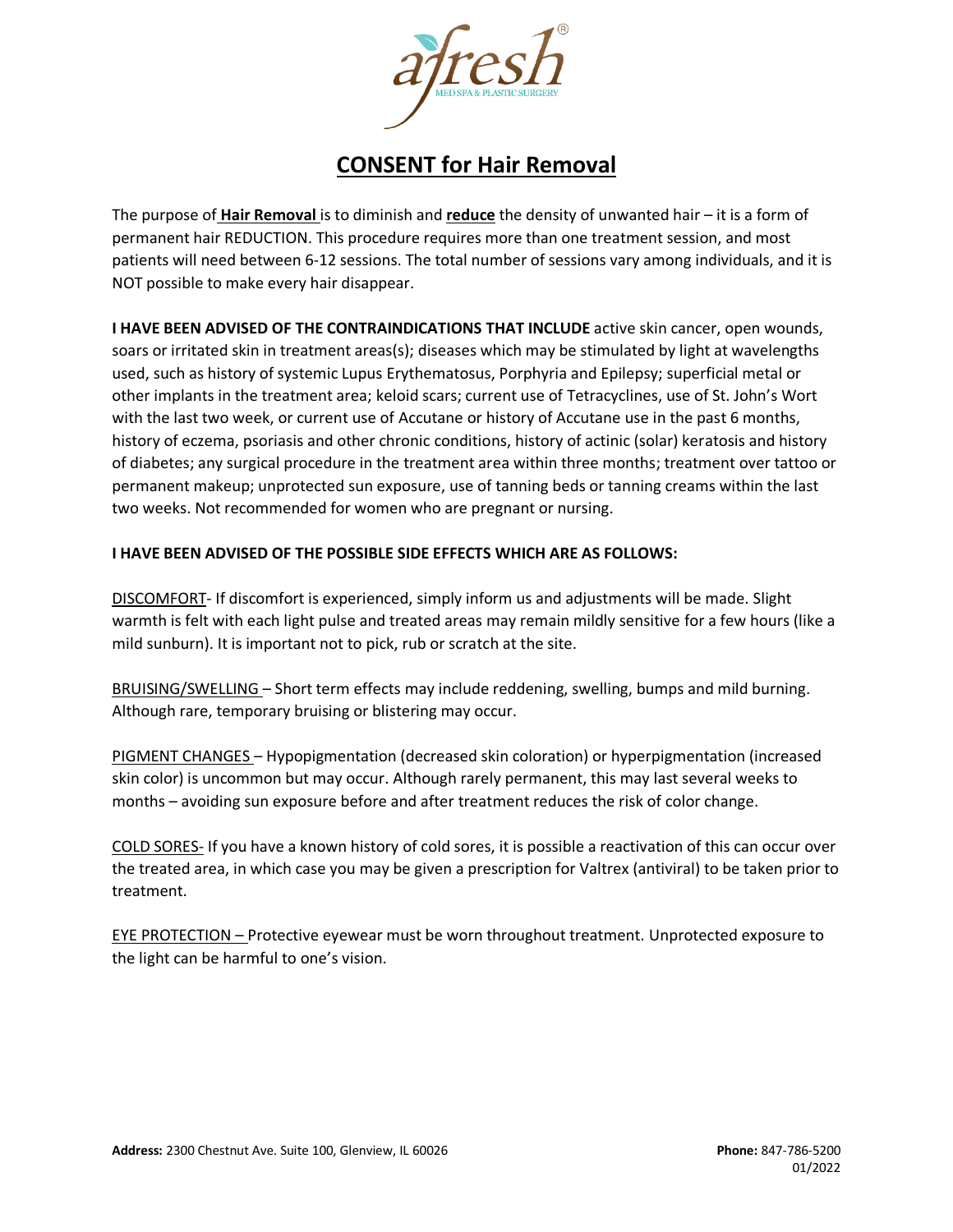# CONSENT for Hair Removal

The purpose of **Hair Removal** is to diminish and **reduce** the density of unwanted hair – it is a form of permanent hair REDUCTION. This procedure requires more than one treatment session, and most patients will need between 6-12 sessions. The total number of sessions vary among individuals, and it is NOT possible to make every hair disappear.

**I HAVE BEEN ADVISED OF THE CONTRAINDICATIONS THAT INCLUDE** active skin cancer, open wounds, soars or irritated skin in treatment areas(s); diseases which may be stimulated by light at wavelengths used, such as history of systemic Lupus Erythematosus, Porphyria and Epilepsy; superficial metal or other implants in the treatment area; keloid scars; current use of Tetracyclines, use of St. John's Wort with the last two week, or current use of Accutane or history of Accutane use in the past 6 months, history of eczema, psoriasis and other chronic conditions, history of actinic (solar) keratosis and history of diabetes; any surgical procedure in the treatment area within three months; treatment over tattoo or permanent makeup; unprotected sun exposure, use of tanning beds or tanning creams within the last two weeks. Not recommended for women who are pregnant or nursing.

**I HAVE BEEN ADVISED OF THE POSSIBLE SIDE EFFECTS WHICH ARE AS FOLLOWS:**

DISCOMFORT- If discomfort is experienced, simply inform us and adjustments will be made. Slight warmth is felt with each light pulse and treated areas may remain mildly sensitive for a few hours (like a mild sunburn). It is important not to pick, rub or scratch at the site.

BRUISING/SWELLING – Short term effects may include reddening, swelling, bumps and mild burning. Although rare, temporary bruising or blistering may occur.

PIGMENT CHANGES – Hypopigmentation (decreased skin coloration) or hyperpigmentation (increased skin color) is uncommon but may occur. Although rarely permanent, this may last several weeks to months – avoiding sun exposure before and after treatment reduces the risk of color change.

COLD SORES- If you have a known history of cold sores, it is possible a reactivation of this can occur over the treated area, in which case you may be given a prescription for Valtrex (antiviral) to be taken prior to treatment.

EYE PROTECTION – Protective eyewear must be worn throughout treatment. Unprotected exposure to the light can be harmful to one's vision.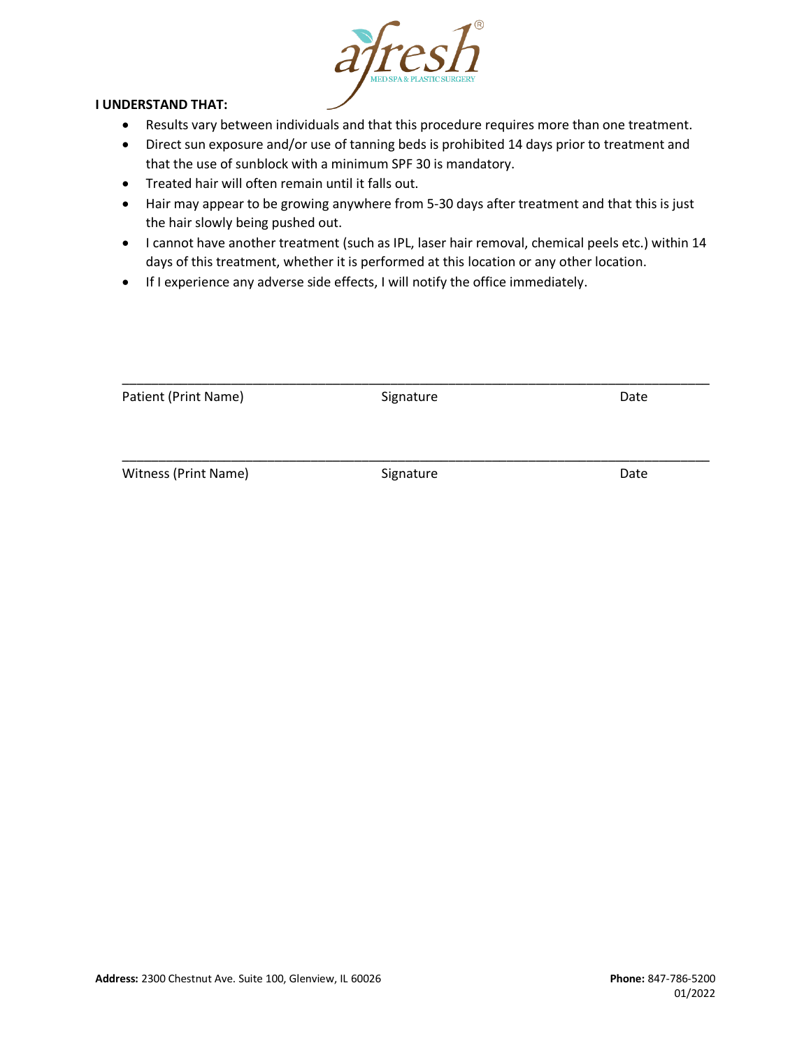**I UNDERSTAND THAT:**

- Results vary between individuals and that this procedure requires more than one treatment.
- Direct sun exposure and/or use of tanning beds is prohibited 14 days prior to treatment and that the use of sunblock with a minimum SPF 30 is mandatory.
- Treated hair will often remain until it falls out.
- Hair may appear to be growing anywhere from 5-30 days after treatment and that this is just the hair slowly being pushed out.
- I cannot have another treatment (such as IPL, laser hair removal, chemical peels etc.) within 14 days of this treatment, whether it is performed at this location or any other location.
- If I experience any adverse side effects, I will notify the office immediately.

_______________________________________________________________________________

Patient (Print Name) Signature Date

_______________________________________________________________________________

Witness (Print Name) Signature Date

**Address:** 2300 Chestnut Ave. Suite 100, Glenview, IL 60026 **Phone:** 847-786-5200

01/2022